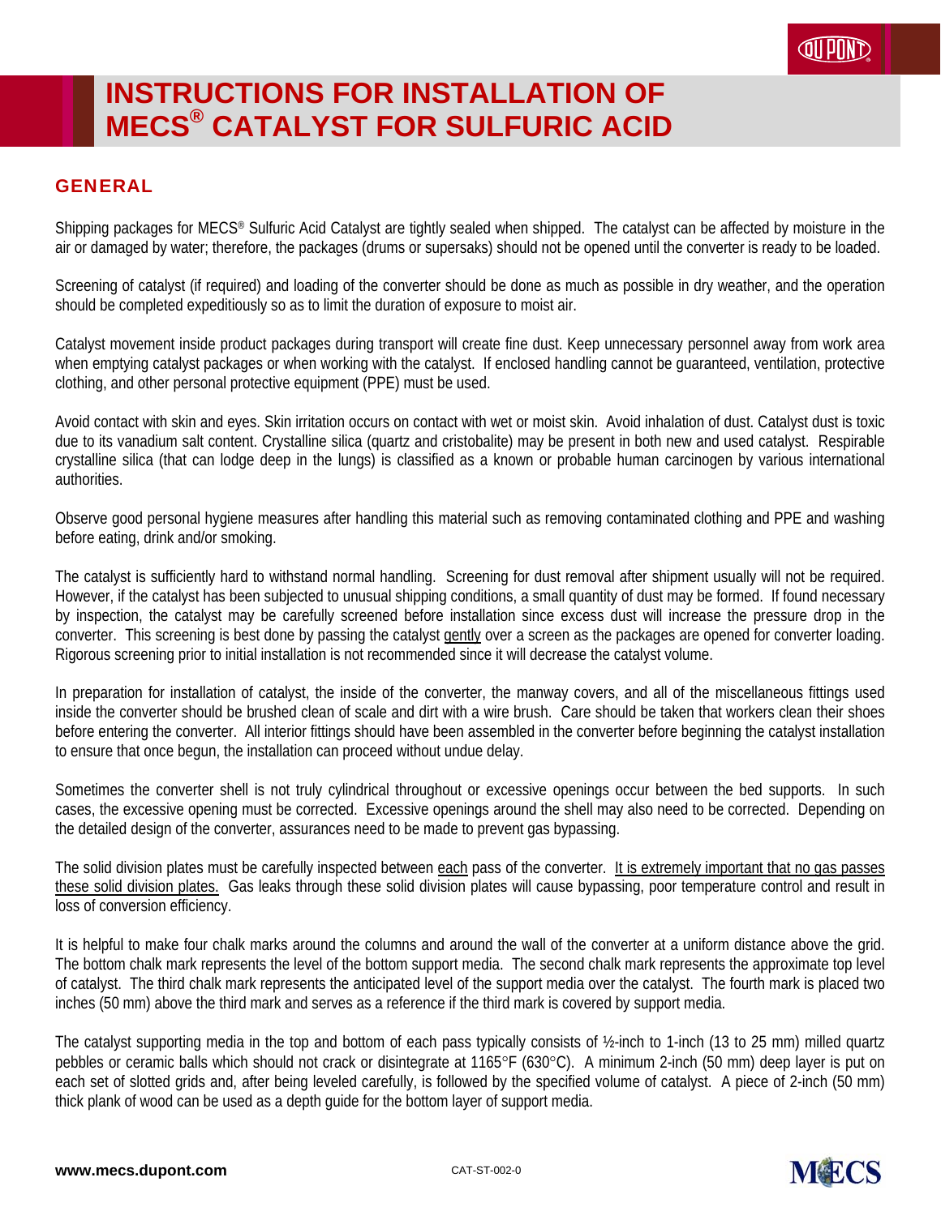# INSTRUCTIONS FOR INSTALLATION OF MECS® CATALYST FOR SULFURIC ACID

## GENERAL

Shipping packages for MECS® Sulfuric Acid Catalyst are tightly sealed when shipped. The catalyst can be affected by moisture in the air or damaged by water; therefore, the packages (drums or supersaks) should not be opened until the converter is ready to be loaded.

Screening of catalyst (if required) and loading of the converter should be done as much as possible in dry weather, and the operation should be completed expeditiously so as to limit the duration of exposure to moist air.

Catalyst movement inside product packages during transport will create fine dust. Keep unnecessary personnel away from work area when emptying catalyst packages or when working with the catalyst. If enclosed handling cannot be guaranteed, ventilation, protective clothing, and other personal protective equipment (PPE) must be used.

Avoid contact with skin and eyes. Skin irritation occurs on contact with wet or moist skin. Avoid inhalation of dust. Catalyst dust is toxic due to its vanadium salt content. Crystalline silica (quartz and cristobalite) may be present in both new and used catalyst. Respirable crystalline silica (that can lodge deep in the lungs) is classified as a known or probable human carcinogen by various international authorities.

Observe good personal hygiene measures after handling this material such as removing contaminated clothing and PPE and washing before eating, drink and/or smoking.

The catalyst is sufficiently hard to withstand normal handling. Screening for dust removal after shipment usually will not be required. However, if the catalyst has been subjected to unusual shipping conditions, a small quantity of dust may be formed. If found necessary by inspection, the catalyst may be carefully screened before installation since excess dust will increase the pressure drop in the converter. This screening is best done by passing the catalyst <u>gently</u> over a screen as the packages are opened for converter loading. Rigorous screening prior to initial installation is not recommended since it will decrease the catalyst volume.

In preparation for installation of catalyst, the inside of the converter, the manway covers, and all of the miscellaneous fittings used inside the converter should be brushed clean of scale and dirt with a wire brush. Care should be taken that workers clean their shoes before entering the converter. All interior fittings should have been assembled in the converter before beginning the catalyst installation to ensure that once begun, the installation can proceed without undue delay.

Sometimes the converter shell is not truly cylindrical throughout or excessive openings occur between the bed supports. In such cases, the excessive opening must be corrected. Excessive openings around the shell may also need to be corrected. Depending on the detailed design of the converter, assurances need to be made to prevent gas bypassing.

The solid division plates must be carefully inspected between <u>each</u> pass of the converter. <u>It is extremely important that no gas passes these solid division plates.</u> Gas leaks through these solid division plates will cause bypassing, poor temperature control and result in loss of conversion efficiency.

It is helpful to make four chalk marks around the columns and around the wall of the converter at a uniform distance above the grid. The bottom chalk mark represents the level of the bottom support media. The second chalk mark represents the approximate top level of catalyst. The third chalk mark represents the anticipated level of the support media over the catalyst. The fourth mark is placed two inches (50 mm) above the third mark and serves as a reference if the third mark is covered by support media.

The catalyst supporting media in the top and bottom of each pass typically consists of ½-inch to 1-inch (13 to 25 mm) milled quartz pebbles or ceramic balls which should not crack or disintegrate at 1165°F (630°C). A minimum 2-inch (50 mm) deep layer is put on each set of slotted grids and, after being leveled carefully, is followed by the specified volume of catalyst. A piece of 2-inch (50 mm) thick plank of wood can be used as a depth guide for the bottom layer of support media.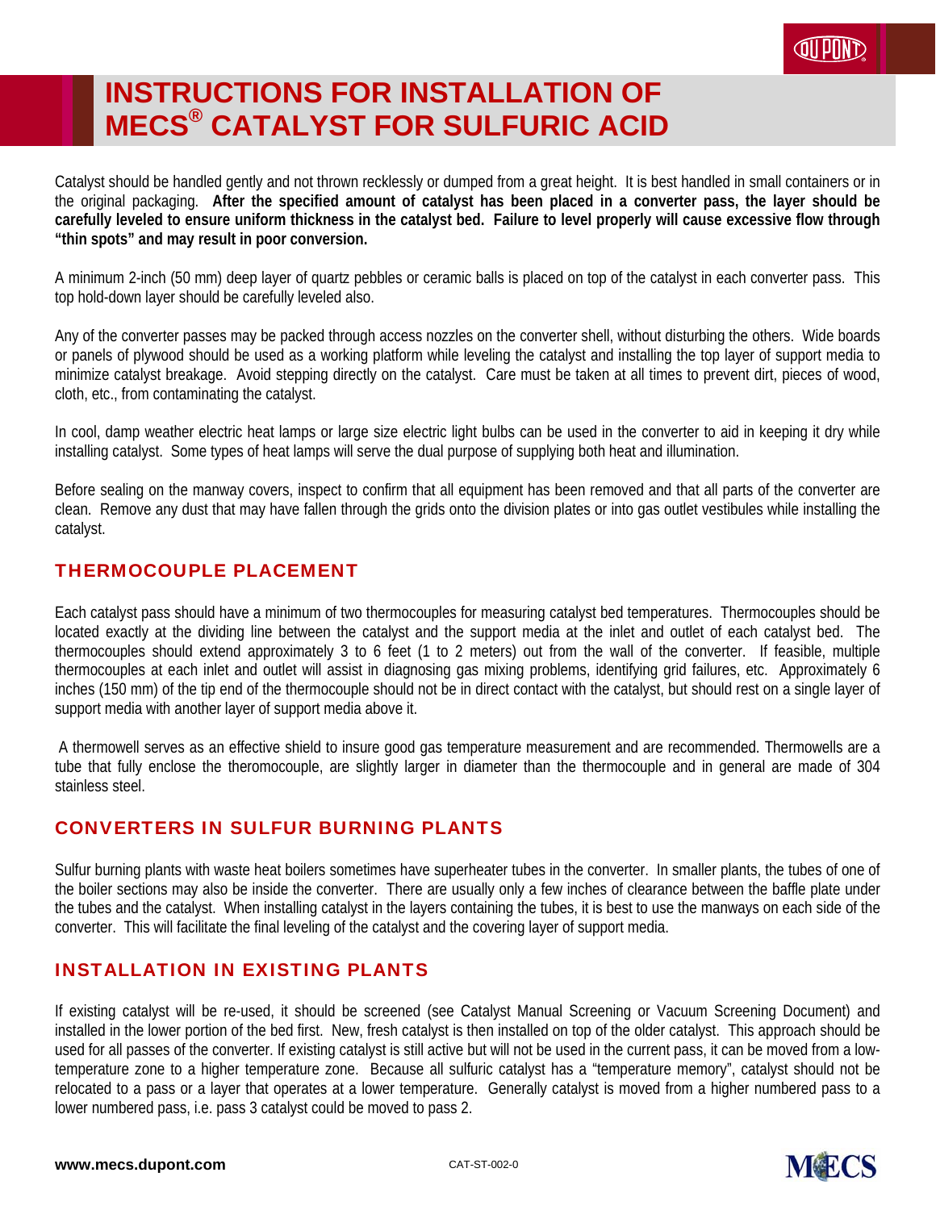# INSTRUCTIONS FOR INSTALLATION OF MECS® CATALYST FOR SULFURIC ACID

Catalyst should be handled gently and not thrown recklessly or dumped from a great height. It is best handled in small containers or in the original packaging. **After the specified amount of catalyst has been placed in a converter pass, the layer should be carefully leveled to ensure uniform thickness in the catalyst bed. Failure to level properly will cause excessive flow through "thin spots" and may result in poor conversion.**

A minimum 2-inch (50 mm) deep layer of quartz pebbles or ceramic balls is placed on top of the catalyst in each converter pass. This top hold-down layer should be carefully leveled also.

Any of the converter passes may be packed through access nozzles on the converter shell, without disturbing the others. Wide boards or panels of plywood should be used as a working platform while leveling the catalyst and installing the top layer of support media to minimize catalyst breakage. Avoid stepping directly on the catalyst. Care must be taken at all times to prevent dirt, pieces of wood, cloth, etc., from contaminating the catalyst.

In cool, damp weather electric heat lamps or large size electric light bulbs can be used in the converter to aid in keeping it dry while installing catalyst. Some types of heat lamps will serve the dual purpose of supplying both heat and illumination.

Before sealing on the manway covers, inspect to confirm that all equipment has been removed and that all parts of the converter are clean. Remove any dust that may have fallen through the grids onto the division plates or into gas outlet vestibules while installing the catalyst.

## THERMOCOUPLE PLACEMENT

Each catalyst pass should have a minimum of two thermocouples for measuring catalyst bed temperatures. Thermocouples should be located exactly at the dividing line between the catalyst and the support media at the inlet and outlet of each catalyst bed. The thermocouples should extend approximately 3 to 6 feet (1 to 2 meters) out from the wall of the converter. If feasible, multiple thermocouples at each inlet and outlet will assist in diagnosing gas mixing problems, identifying grid failures, etc. Approximately 6 inches (150 mm) of the tip end of the thermocouple should not be in direct contact with the catalyst, but should rest on a single layer of support media with another layer of support media above it.

A thermowell serves as an effective shield to insure good gas temperature measurement and are recommended. Thermowells are a tube that fully enclose the theromocouple, are slightly larger in diameter than the thermocouple and in general are made of 304 stainless steel.

## CONVERTERS IN SULFUR BURNING PLANTS

Sulfur burning plants with waste heat boilers sometimes have superheater tubes in the converter. In smaller plants, the tubes of one of the boiler sections may also be inside the converter. There are usually only a few inches of clearance between the baffle plate under the tubes and the catalyst. When installing catalyst in the layers containing the tubes, it is best to use the manways on each side of the converter. This will facilitate the final leveling of the catalyst and the covering layer of support media.

## INSTALLATION IN EXISTING PLANTS

If existing catalyst will be re-used, it should be screened (see Catalyst Manual Screening or Vacuum Screening Document) and installed in the lower portion of the bed first. New, fresh catalyst is then installed on top of the older catalyst. This approach should be used for all passes of the converter. If existing catalyst is still active but will not be used in the current pass, it can be moved from a low-temperature zone to a higher temperature zone. Because all sulfuric catalyst has a "temperature memory", catalyst should not be relocated to a pass or a layer that operates at a lower temperature. Generally catalyst is moved from a higher numbered pass to a lower numbered pass, i.e. pass 3 catalyst could be moved to pass 2.

**www.mecs.dupont.com** CAT-ST-002-0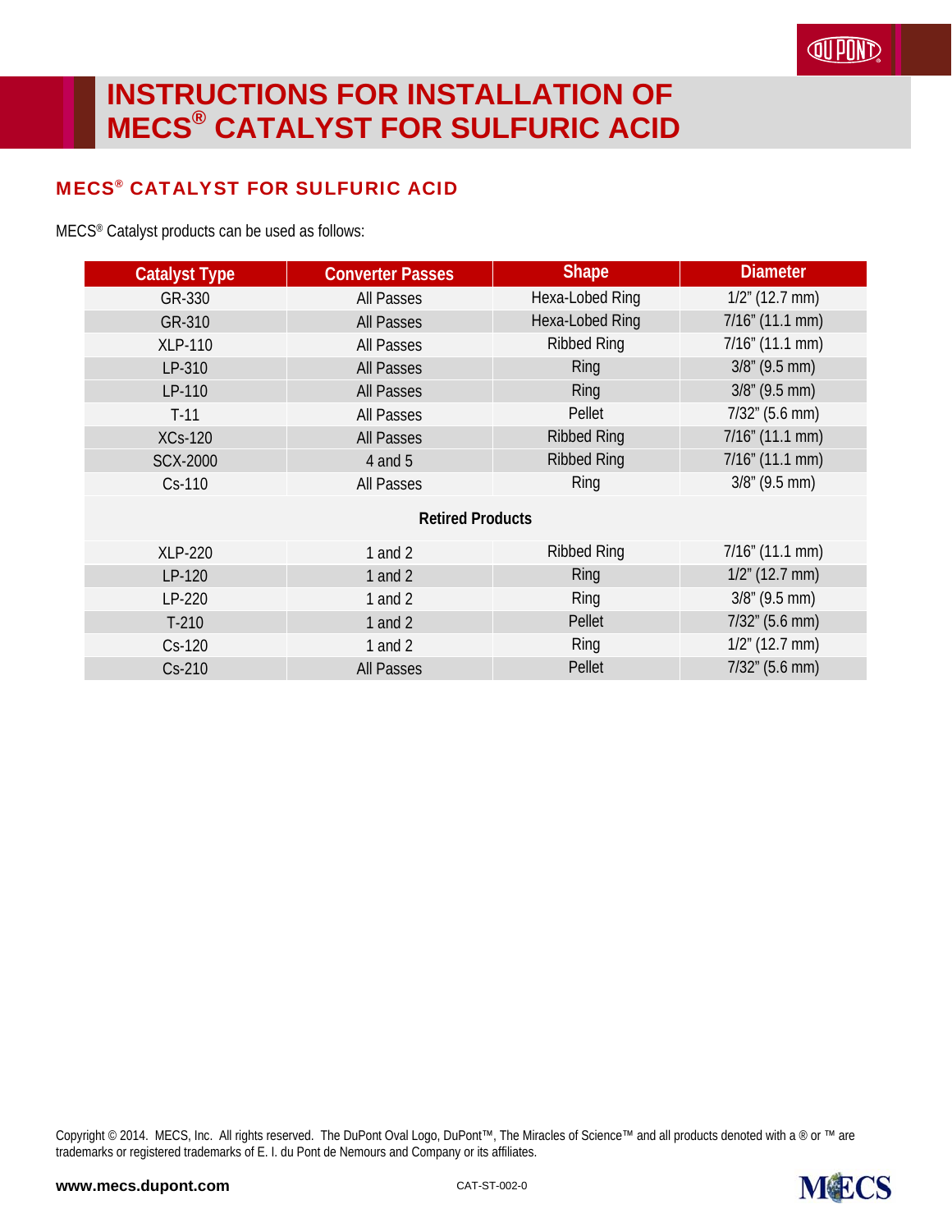# INSTRUCTIONS FOR INSTALLATION OF MECS® CATALYST FOR SULFURIC ACID

## MECS® CATALYST FOR SULFURIC ACID

MECS® Catalyst products can be used as follows:

| Catalyst Type | Converter Passes | Shape | Diameter |
|---|---|---|---|
| GR-330 | All Passes | Hexa-Lobed Ring | 1/2" (12.7 mm) |
| GR-310 | All Passes | Hexa-Lobed Ring | 7/16" (11.1 mm) |
| XLP-110 | All Passes | Ribbed Ring | 7/16" (11.1 mm) |
| LP-310 | All Passes | Ring | 3/8" (9.5 mm) |
| LP-110 | All Passes | Ring | 3/8" (9.5 mm) |
| T-11 | All Passes | Pellet | 7/32" (5.6 mm) |
| XCs-120 | All Passes | Ribbed Ring | 7/16" (11.1 mm) |
| SCX-2000 | 4 and 5 | Ribbed Ring | 7/16" (11.1 mm) |
| Cs-110 | All Passes | Ring | 3/8" (9.5 mm) |
| **Retired Products** | | | |
| XLP-220 | 1 and 2 | Ribbed Ring | 7/16" (11.1 mm) |
| LP-120 | 1 and 2 | Ring | 1/2" (12.7 mm) |
| LP-220 | 1 and 2 | Ring | 3/8" (9.5 mm) |
| T-210 | 1 and 2 | Pellet | 7/32" (5.6 mm) |
| Cs-120 | 1 and 2 | Ring | 1/2" (12.7 mm) |
| Cs-210 | All Passes | Pellet | 7/32" (5.6 mm) |

Copyright © 2014. MECS, Inc. All rights reserved. The DuPont Oval Logo, DuPont™, The Miracles of Science™ and all products denoted with a ® or ™ are trademarks or registered trademarks of E. I. du Pont de Nemours and Company or its affiliates.

**www.mecs.dupont.com** CAT-ST-002-0